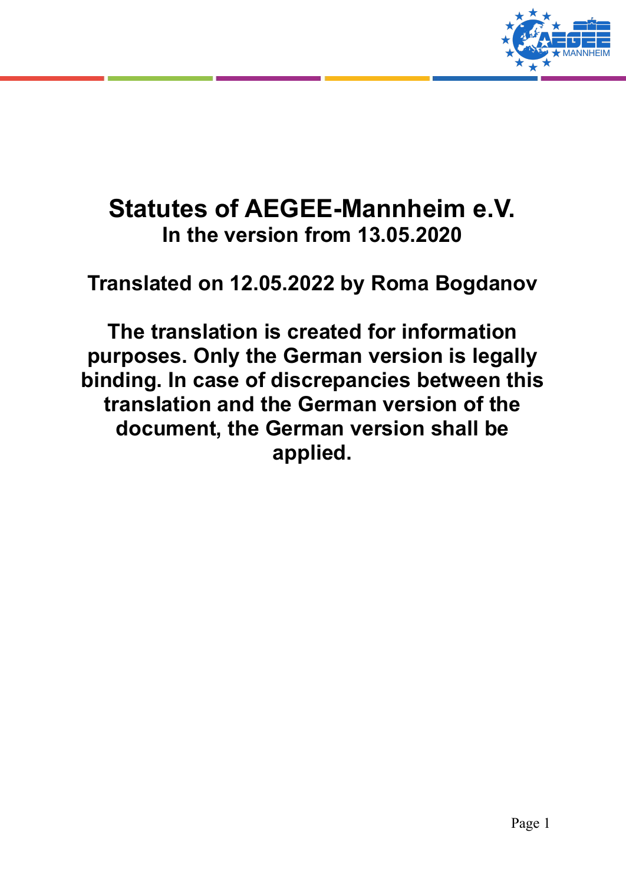# Statutes of AEGEE-Mannheim e.V.

## In the version from 13.05.2020

## Translated on 12.05.2022 by Roma Bogdanov

**The translation is created for information purposes. Only the German version is legally binding. In case of discrepancies between this translation and the German version of the document, the German version shall be applied.**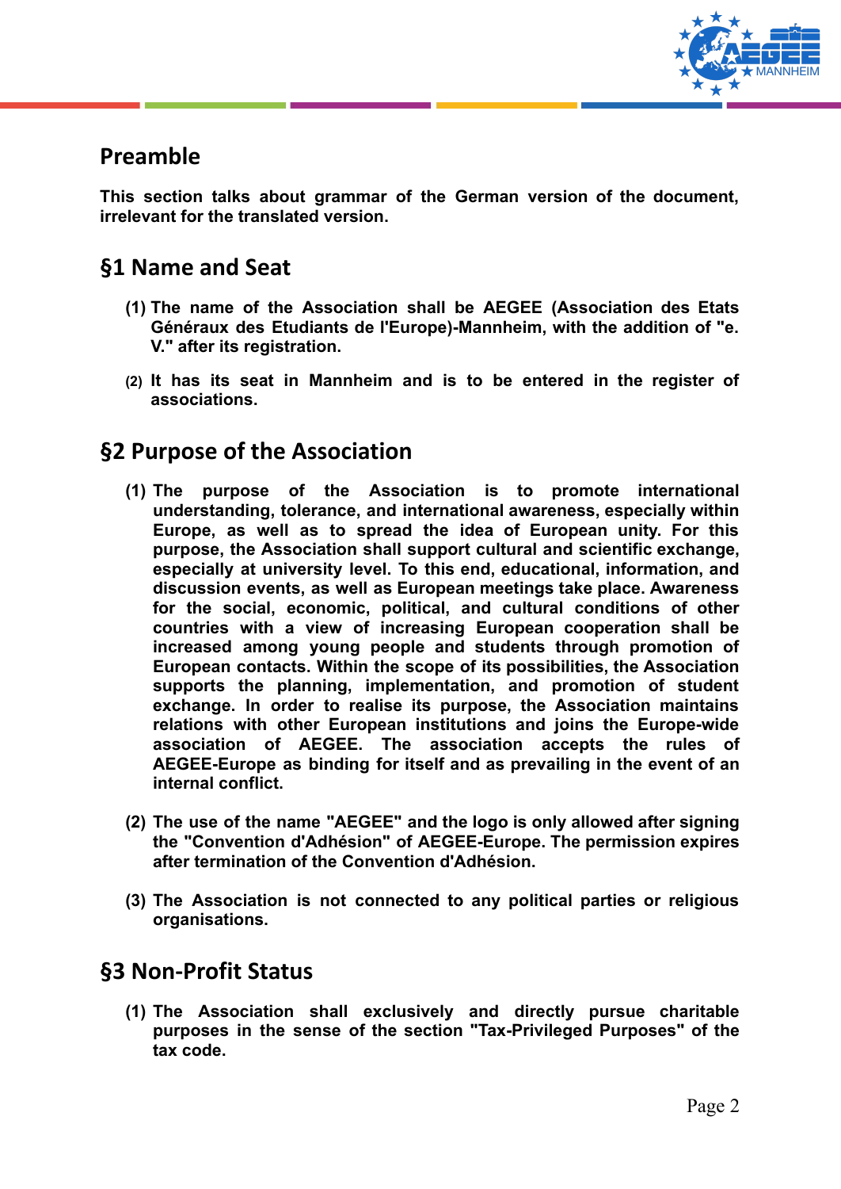## Preamble

**This section talks about grammar of the German version of the document, irrelevant for the translated version.**

## §1 Name and Seat

**(1) The name of the Association shall be AEGEE (Association des Etats Généraux des Etudiants de l'Europe)-Mannheim, with the addition of "e. V." after its registration.**

**(2) It has its seat in Mannheim and is to be entered in the register of associations.**

## §2 Purpose of the Association

**(1) The purpose of the Association is to promote international understanding, tolerance, and international awareness, especially within Europe, as well as to spread the idea of European unity. For this purpose, the Association shall support cultural and scientific exchange, especially at university level. To this end, educational, information, and discussion events, as well as European meetings take place. Awareness for the social, economic, political, and cultural conditions of other countries with a view of increasing European cooperation shall be increased among young people and students through promotion of European contacts. Within the scope of its possibilities, the Association supports the planning, implementation, and promotion of student exchange. In order to realise its purpose, the Association maintains relations with other European institutions and joins the Europe-wide association of AEGEE. The association accepts the rules of AEGEE-Europe as binding for itself and as prevailing in the event of an internal conflict.**

**(2) The use of the name "AEGEE" and the logo is only allowed after signing the "Convention d'Adhésion" of AEGEE-Europe. The permission expires after termination of the Convention d'Adhésion.**

**(3) The Association is not connected to any political parties or religious organisations.**

## §3 Non-Profit Status

**(1) The Association shall exclusively and directly pursue charitable purposes in the sense of the section "Tax-Privileged Purposes" of the tax code.**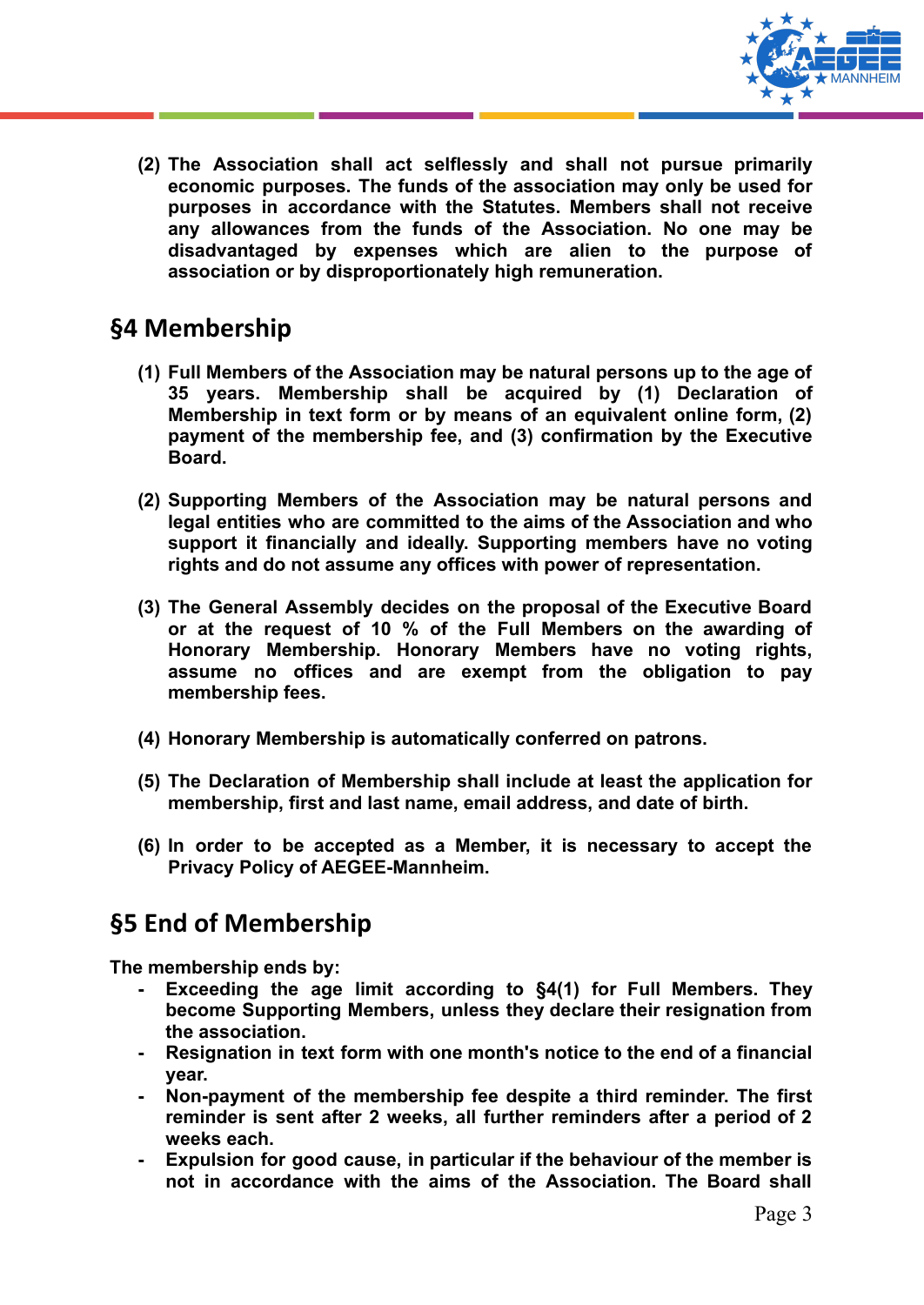**(2) The Association shall act selflessly and shall not pursue primarily economic purposes. The funds of the association may only be used for purposes in accordance with the Statutes. Members shall not receive any allowances from the funds of the Association. No one may be disadvantaged by expenses which are alien to the purpose of association or by disproportionately high remuneration.**

## §4 Membership

**(1) Full Members of the Association may be natural persons up to the age of 35 years. Membership shall be acquired by (1) Declaration of Membership in text form or by means of an equivalent online form, (2) payment of the membership fee, and (3) confirmation by the Executive Board.**

**(2) Supporting Members of the Association may be natural persons and legal entities who are committed to the aims of the Association and who support it financially and ideally. Supporting members have no voting rights and do not assume any offices with power of representation.**

**(3) The General Assembly decides on the proposal of the Executive Board or at the request of 10 % of the Full Members on the awarding of Honorary Membership. Honorary Members have no voting rights, assume no offices and are exempt from the obligation to pay membership fees.**

**(4) Honorary Membership is automatically conferred on patrons.**

**(5) The Declaration of Membership shall include at least the application for membership, first and last name, email address, and date of birth.**

**(6) In order to be accepted as a Member, it is necessary to accept the Privacy Policy of AEGEE-Mannheim.**

## §5 End of Membership

**The membership ends by:**

- **Exceeding the age limit according to §4(1) for Full Members. They become Supporting Members, unless they declare their resignation from the association.**
- **Resignation in text form with one month's notice to the end of a financial year.**
- **Non-payment of the membership fee despite a third reminder. The first reminder is sent after 2 weeks, all further reminders after a period of 2 weeks each.**
- **Expulsion for good cause, in particular if the behaviour of the member is not in accordance with the aims of the Association. The Board shall**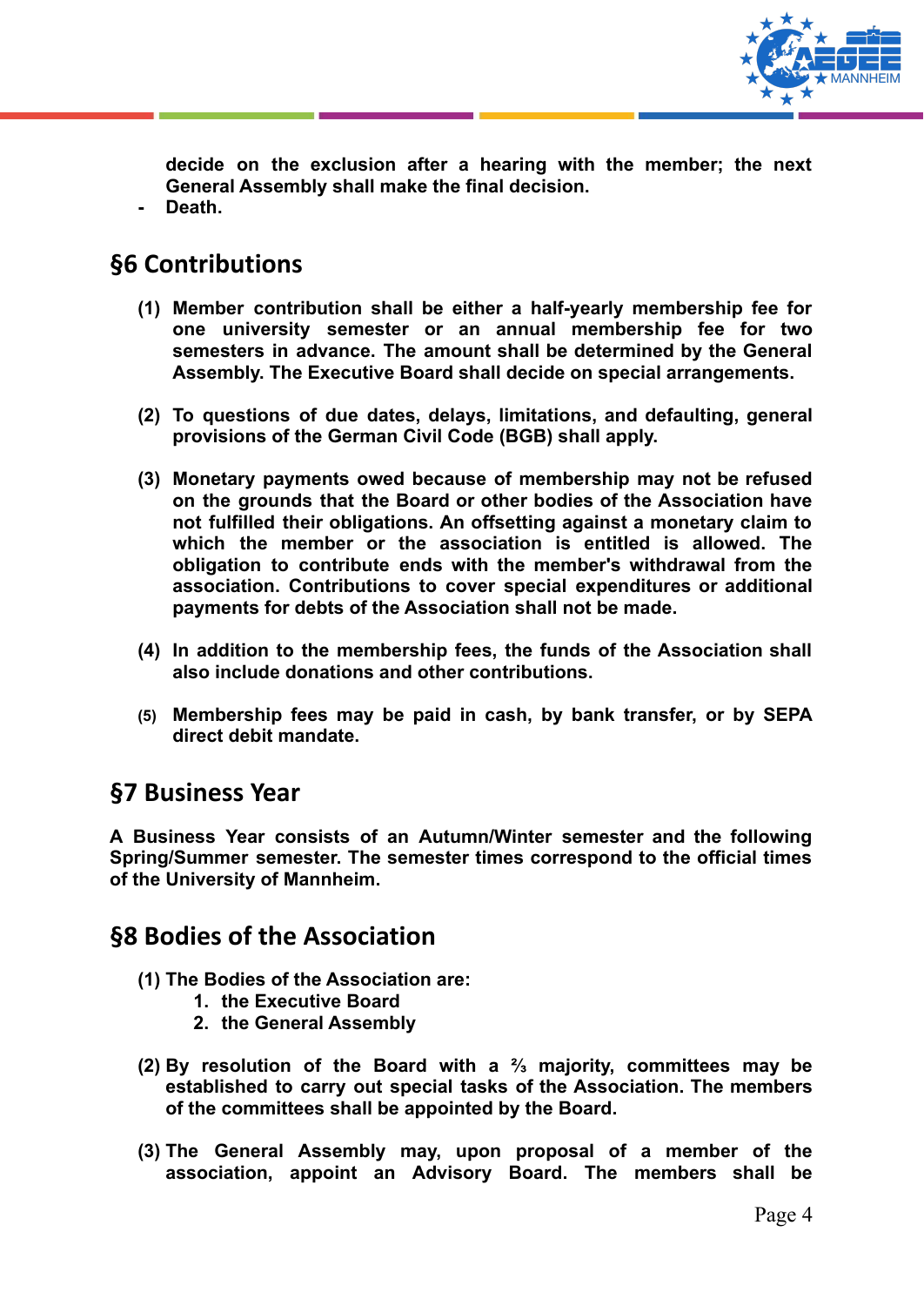**decide on the exclusion after a hearing with the member; the next General Assembly shall make the final decision.**

- **Death.**

## §6 Contributions

**(1) Member contribution shall be either a half-yearly membership fee for one university semester or an annual membership fee for two semesters in advance. The amount shall be determined by the General Assembly. The Executive Board shall decide on special arrangements.**

**(2) To questions of due dates, delays, limitations, and defaulting, general provisions of the German Civil Code (BGB) shall apply.**

**(3) Monetary payments owed because of membership may not be refused on the grounds that the Board or other bodies of the Association have not fulfilled their obligations. An offsetting against a monetary claim to which the member or the association is entitled is allowed. The obligation to contribute ends with the member's withdrawal from the association. Contributions to cover special expenditures or additional payments for debts of the Association shall not be made.**

**(4) In addition to the membership fees, the funds of the Association shall also include donations and other contributions.**

**(5) Membership fees may be paid in cash, by bank transfer, or by SEPA direct debit mandate.**

## §7 Business Year

**A Business Year consists of an Autumn/Winter semester and the following Spring/Summer semester. The semester times correspond to the official times of the University of Mannheim.**

## §8 Bodies of the Association

**(1) The Bodies of the Association are:**

1. **the Executive Board**
2. **the General Assembly**

**(2) By resolution of the Board with a ⅔ majority, committees may be established to carry out special tasks of the Association. The members of the committees shall be appointed by the Board.**

**(3) The General Assembly may, upon proposal of a member of the association, appoint an Advisory Board. The members shall be**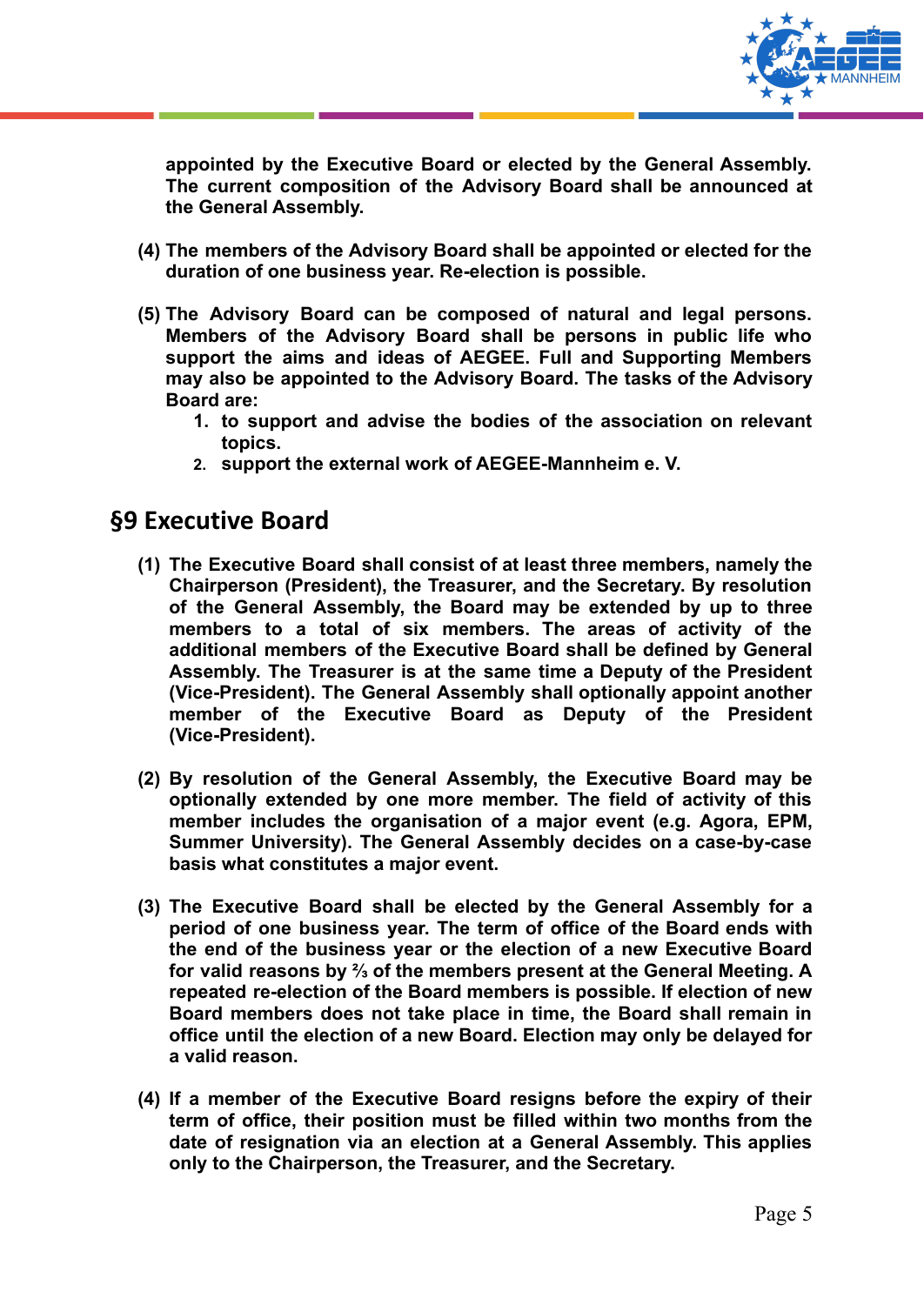**appointed by the Executive Board or elected by the General Assembly. The current composition of the Advisory Board shall be announced at the General Assembly.**

**(4) The members of the Advisory Board shall be appointed or elected for the duration of one business year. Re-election is possible.**

**(5) The Advisory Board can be composed of natural and legal persons. Members of the Advisory Board shall be persons in public life who support the aims and ideas of AEGEE. Full and Supporting Members may also be appointed to the Advisory Board. The tasks of the Advisory Board are:**

1. **to support and advise the bodies of the association on relevant topics.**
2. **support the external work of AEGEE-Mannheim e. V.**

## §9 Executive Board

**(1) The Executive Board shall consist of at least three members, namely the Chairperson (President), the Treasurer, and the Secretary. By resolution of the General Assembly, the Board may be extended by up to three members to a total of six members. The areas of activity of the additional members of the Executive Board shall be defined by General Assembly. The Treasurer is at the same time a Deputy of the President (Vice-President). The General Assembly shall optionally appoint another member of the Executive Board as Deputy of the President (Vice-President).**

**(2) By resolution of the General Assembly, the Executive Board may be optionally extended by one more member. The field of activity of this member includes the organisation of a major event (e.g. Agora, EPM, Summer University). The General Assembly decides on a case-by-case basis what constitutes a major event.**

**(3) The Executive Board shall be elected by the General Assembly for a period of one business year. The term of office of the Board ends with the end of the business year or the election of a new Executive Board for valid reasons by ⅔ of the members present at the General Meeting. A repeated re-election of the Board members is possible. If election of new Board members does not take place in time, the Board shall remain in office until the election of a new Board. Election may only be delayed for a valid reason.**

**(4) If a member of the Executive Board resigns before the expiry of their term of office, their position must be filled within two months from the date of resignation via an election at a General Assembly. This applies only to the Chairperson, the Treasurer, and the Secretary.**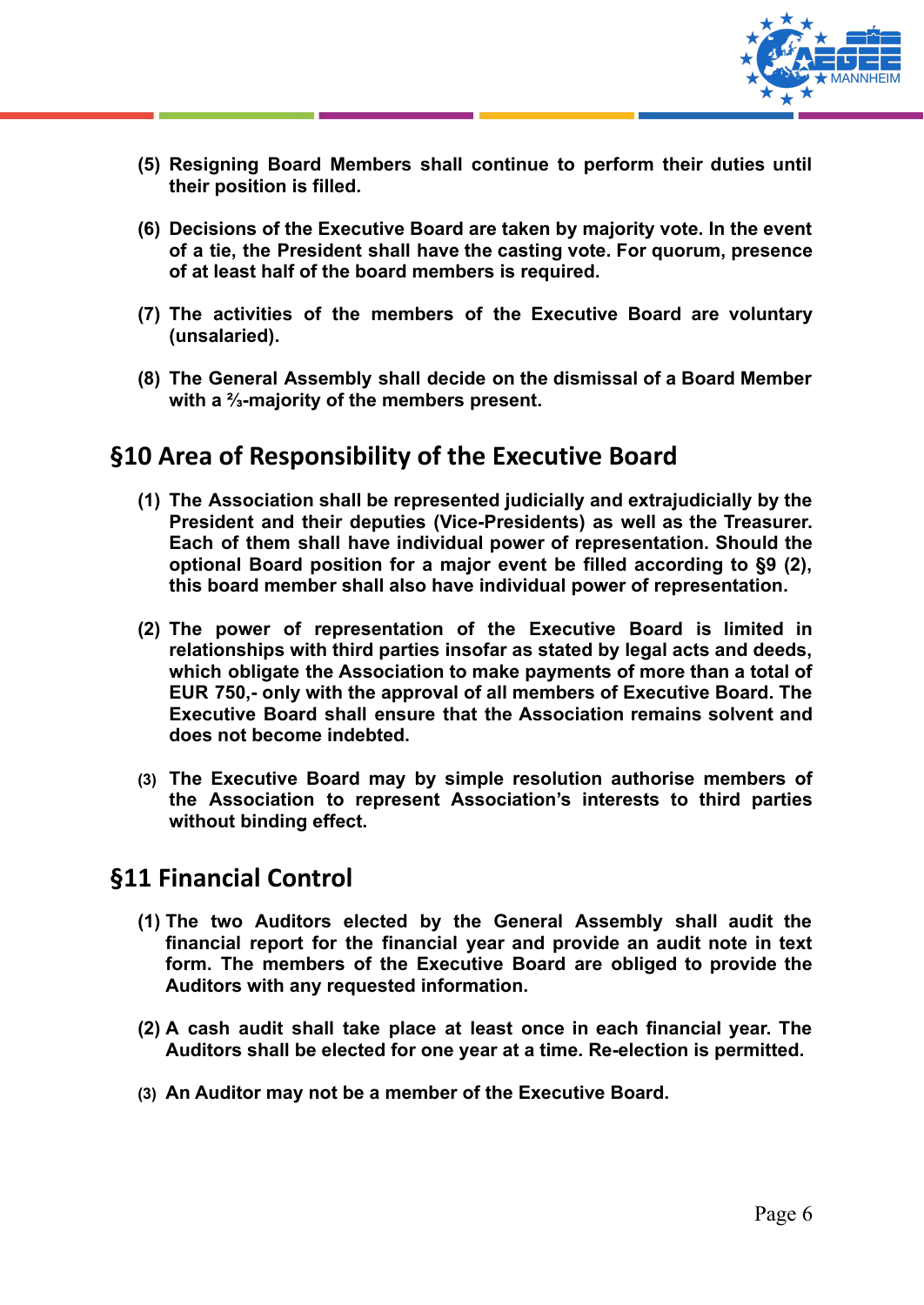**(5) Resigning Board Members shall continue to perform their duties until their position is filled.**

**(6) Decisions of the Executive Board are taken by majority vote. In the event of a tie, the President shall have the casting vote. For quorum, presence of at least half of the board members is required.**

**(7) The activities of the members of the Executive Board are voluntary (unsalaried).**

**(8) The General Assembly shall decide on the dismissal of a Board Member with a ⅔-majority of the members present.**

## §10 Area of Responsibility of the Executive Board

**(1) The Association shall be represented judicially and extrajudicially by the President and their deputies (Vice-Presidents) as well as the Treasurer. Each of them shall have individual power of representation. Should the optional Board position for a major event be filled according to §9 (2), this board member shall also have individual power of representation.**

**(2) The power of representation of the Executive Board is limited in relationships with third parties insofar as stated by legal acts and deeds, which obligate the Association to make payments of more than a total of EUR 750,- only with the approval of all members of Executive Board. The Executive Board shall ensure that the Association remains solvent and does not become indebted.**

**(3) The Executive Board may by simple resolution authorise members of the Association to represent Association's interests to third parties without binding effect.**

## §11 Financial Control

**(1) The two Auditors elected by the General Assembly shall audit the financial report for the financial year and provide an audit note in text form. The members of the Executive Board are obliged to provide the Auditors with any requested information.**

**(2) A cash audit shall take place at least once in each financial year. The Auditors shall be elected for one year at a time. Re-election is permitted.**

**(3) An Auditor may not be a member of the Executive Board.**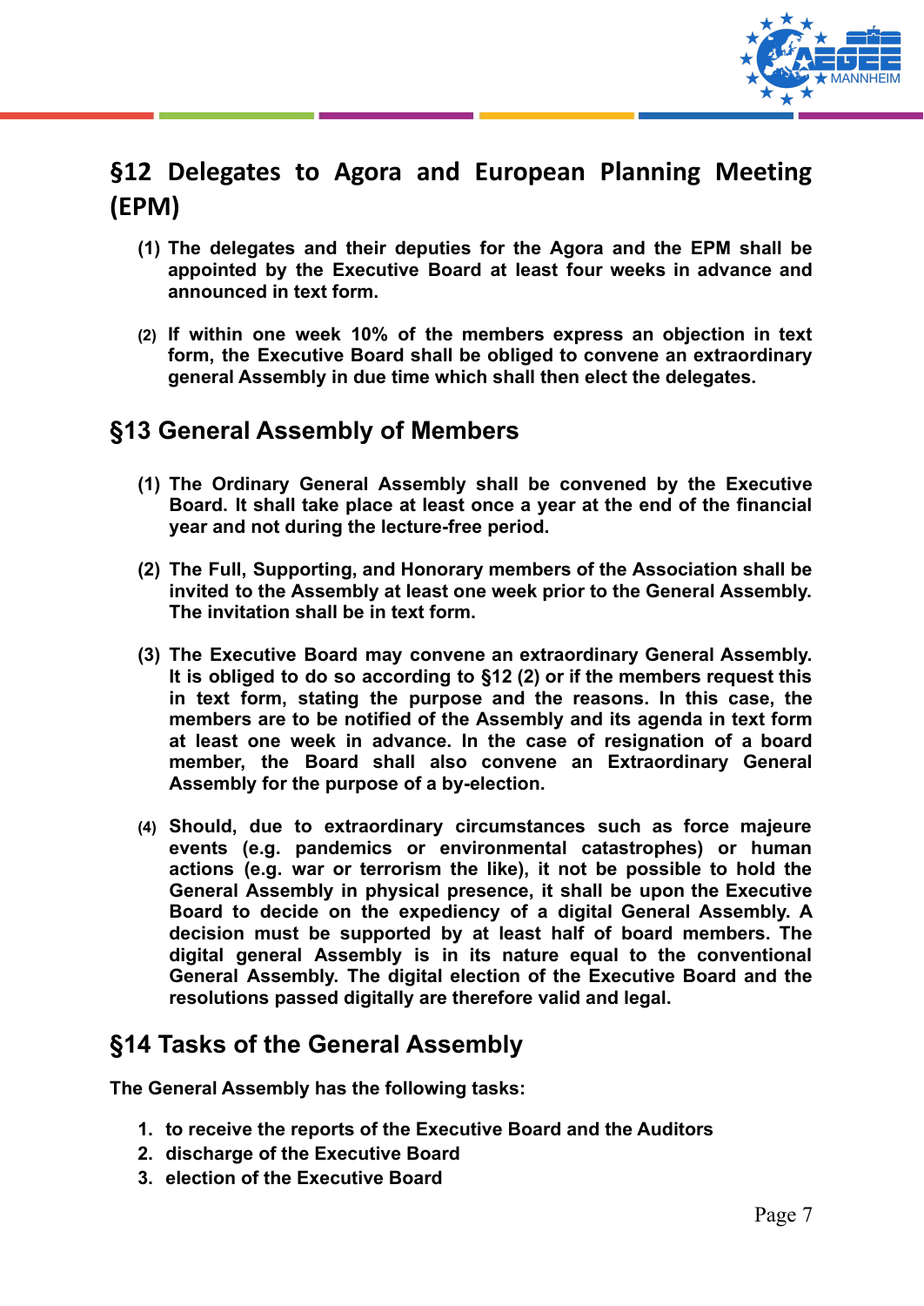## §12 Delegates to Agora and European Planning Meeting (EPM)

**(1) The delegates and their deputies for the Agora and the EPM shall be appointed by the Executive Board at least four weeks in advance and announced in text form.**

**(2) If within one week 10% of the members express an objection in text form, the Executive Board shall be obliged to convene an extraordinary general Assembly in due time which shall then elect the delegates.**

## §13 General Assembly of Members

**(1) The Ordinary General Assembly shall be convened by the Executive Board. It shall take place at least once a year at the end of the financial year and not during the lecture-free period.**

**(2) The Full, Supporting, and Honorary members of the Association shall be invited to the Assembly at least one week prior to the General Assembly. The invitation shall be in text form.**

**(3) The Executive Board may convene an extraordinary General Assembly. It is obliged to do so according to §12 (2) or if the members request this in text form, stating the purpose and the reasons. In this case, the members are to be notified of the Assembly and its agenda in text form at least one week in advance. In the case of resignation of a board member, the Board shall also convene an Extraordinary General Assembly for the purpose of a by-election.**

**(4) Should, due to extraordinary circumstances such as force majeure events (e.g. pandemics or environmental catastrophes) or human actions (e.g. war or terrorism the like), it not be possible to hold the General Assembly in physical presence, it shall be upon the Executive Board to decide on the expediency of a digital General Assembly. A decision must be supported by at least half of board members. The digital general Assembly is in its nature equal to the conventional General Assembly. The digital election of the Executive Board and the resolutions passed digitally are therefore valid and legal.**

## §14 Tasks of the General Assembly

**The General Assembly has the following tasks:**

1. **to receive the reports of the Executive Board and the Auditors**
2. **discharge of the Executive Board**
3. **election of the Executive Board**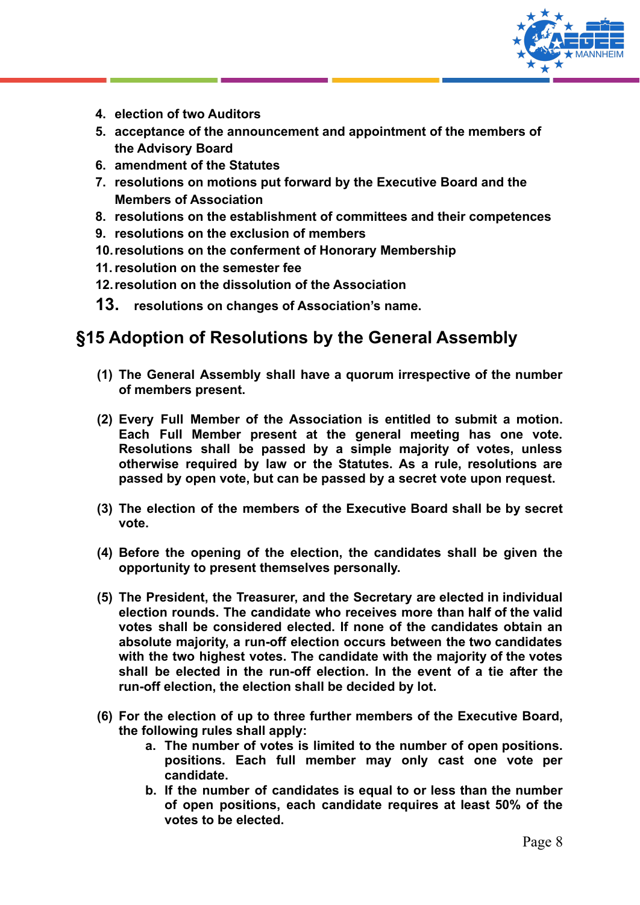4. **election of two Auditors**
5. **acceptance of the announcement and appointment of the members of the Advisory Board**
6. **amendment of the Statutes**
7. **resolutions on motions put forward by the Executive Board and the Members of Association**
8. **resolutions on the establishment of committees and their competences**
9. **resolutions on the exclusion of members**
10. **resolutions on the conferment of Honorary Membership**
11. **resolution on the semester fee**
12. **resolution on the dissolution of the Association**
13. **resolutions on changes of Association's name.**

## §15 Adoption of Resolutions by the General Assembly

**(1) The General Assembly shall have a quorum irrespective of the number of members present.**

**(2) Every Full Member of the Association is entitled to submit a motion. Each Full Member present at the general meeting has one vote. Resolutions shall be passed by a simple majority of votes, unless otherwise required by law or the Statutes. As a rule, resolutions are passed by open vote, but can be passed by a secret vote upon request.**

**(3) The election of the members of the Executive Board shall be by secret vote.**

**(4) Before the opening of the election, the candidates shall be given the opportunity to present themselves personally.**

**(5) The President, the Treasurer, and the Secretary are elected in individual election rounds. The candidate who receives more than half of the valid votes shall be considered elected. If none of the candidates obtain an absolute majority, a run-off election occurs between the two candidates with the two highest votes. The candidate with the majority of the votes shall be elected in the run-off election. In the event of a tie after the run-off election, the election shall be decided by lot.**

**(6) For the election of up to three further members of the Executive Board, the following rules shall apply:**

   a. **The number of votes is limited to the number of open positions. positions. Each full member may only cast one vote per candidate.**
   b. **If the number of candidates is equal to or less than the number of open positions, each candidate requires at least 50% of the votes to be elected.**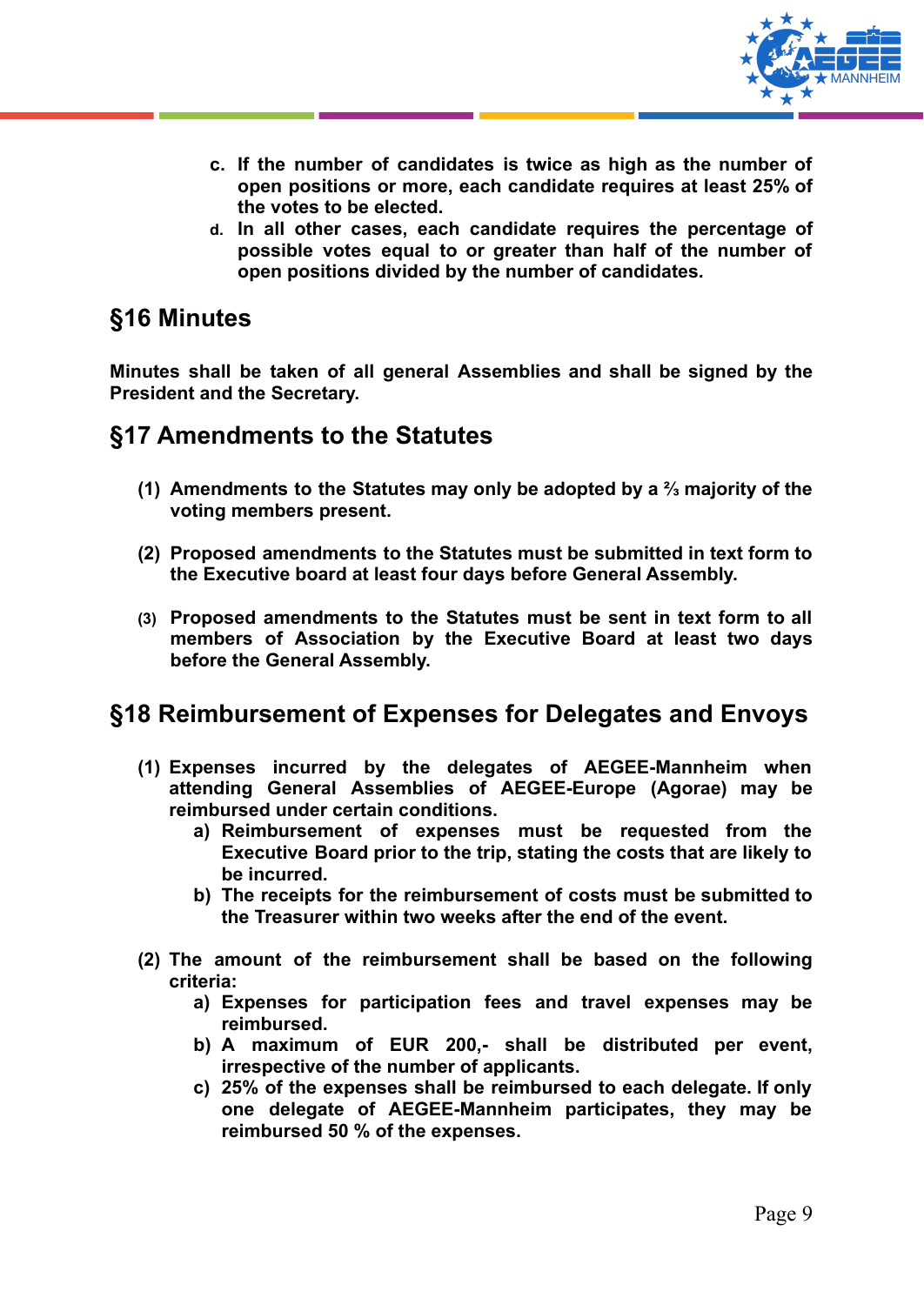c. **If the number of candidates is twice as high as the number of open positions or more, each candidate requires at least 25% of the votes to be elected.**
d. **In all other cases, each candidate requires the percentage of possible votes equal to or greater than half of the number of open positions divided by the number of candidates.**

## §16 Minutes

**Minutes shall be taken of all general Assemblies and shall be signed by the President and the Secretary.**

## §17 Amendments to the Statutes

**(1) Amendments to the Statutes may only be adopted by a ⅔ majority of the voting members present.**

**(2) Proposed amendments to the Statutes must be submitted in text form to the Executive board at least four days before General Assembly.**

**(3) Proposed amendments to the Statutes must be sent in text form to all members of Association by the Executive Board at least two days before the General Assembly.**

## §18 Reimbursement of Expenses for Delegates and Envoys

**(1) Expenses incurred by the delegates of AEGEE-Mannheim when attending General Assemblies of AEGEE-Europe (Agorae) may be reimbursed under certain conditions.**
  a) **Reimbursement of expenses must be requested from the Executive Board prior to the trip, stating the costs that are likely to be incurred.**
  b) **The receipts for the reimbursement of costs must be submitted to the Treasurer within two weeks after the end of the event.**

**(2) The amount of the reimbursement shall be based on the following criteria:**
  a) **Expenses for participation fees and travel expenses may be reimbursed.**
  b) **A maximum of EUR 200,- shall be distributed per event, irrespective of the number of applicants.**
  c) **25% of the expenses shall be reimbursed to each delegate. If only one delegate of AEGEE-Mannheim participates, they may be reimbursed 50 % of the expenses.**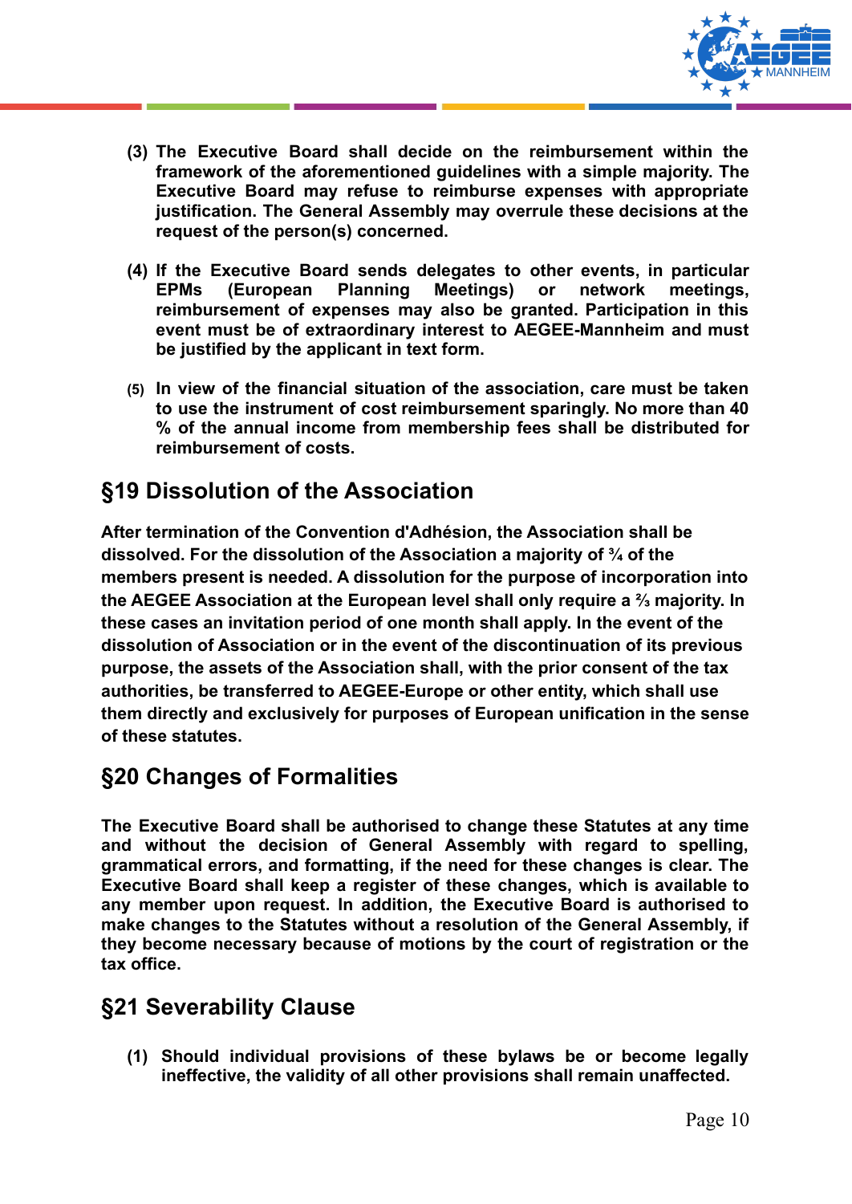**(3) The Executive Board shall decide on the reimbursement within the framework of the aforementioned guidelines with a simple majority. The Executive Board may refuse to reimburse expenses with appropriate justification. The General Assembly may overrule these decisions at the request of the person(s) concerned.**

**(4) If the Executive Board sends delegates to other events, in particular EPMs (European Planning Meetings) or network meetings, reimbursement of expenses may also be granted. Participation in this event must be of extraordinary interest to AEGEE-Mannheim and must be justified by the applicant in text form.**

**(5) In view of the financial situation of the association, care must be taken to use the instrument of cost reimbursement sparingly. No more than 40 % of the annual income from membership fees shall be distributed for reimbursement of costs.**

## §19 Dissolution of the Association

**After termination of the Convention d'Adhésion, the Association shall be dissolved. For the dissolution of the Association a majority of ¾ of the members present is needed. A dissolution for the purpose of incorporation into the AEGEE Association at the European level shall only require a ⅔ majority. In these cases an invitation period of one month shall apply. In the event of the dissolution of Association or in the event of the discontinuation of its previous purpose, the assets of the Association shall, with the prior consent of the tax authorities, be transferred to AEGEE-Europe or other entity, which shall use them directly and exclusively for purposes of European unification in the sense of these statutes.**

## §20 Changes of Formalities

**The Executive Board shall be authorised to change these Statutes at any time and without the decision of General Assembly with regard to spelling, grammatical errors, and formatting, if the need for these changes is clear. The Executive Board shall keep a register of these changes, which is available to any member upon request. In addition, the Executive Board is authorised to make changes to the Statutes without a resolution of the General Assembly, if they become necessary because of motions by the court of registration or the tax office.**

## §21 Severability Clause

**(1) Should individual provisions of these bylaws be or become legally ineffective, the validity of all other provisions shall remain unaffected.**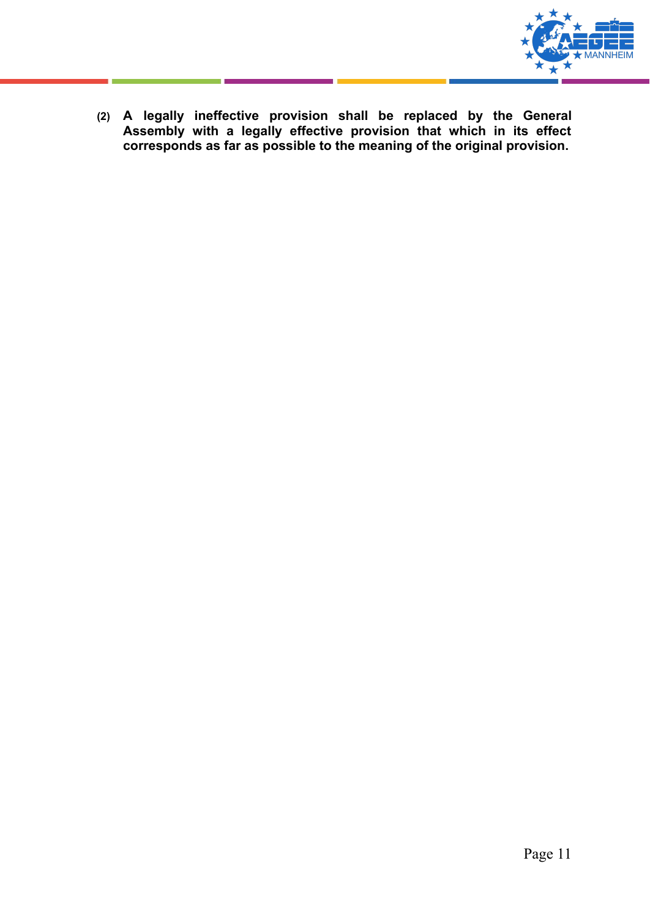(2) **A legally ineffective provision shall be replaced by the General Assembly with a legally effective provision that which in its effect corresponds as far as possible to the meaning of the original provision.**